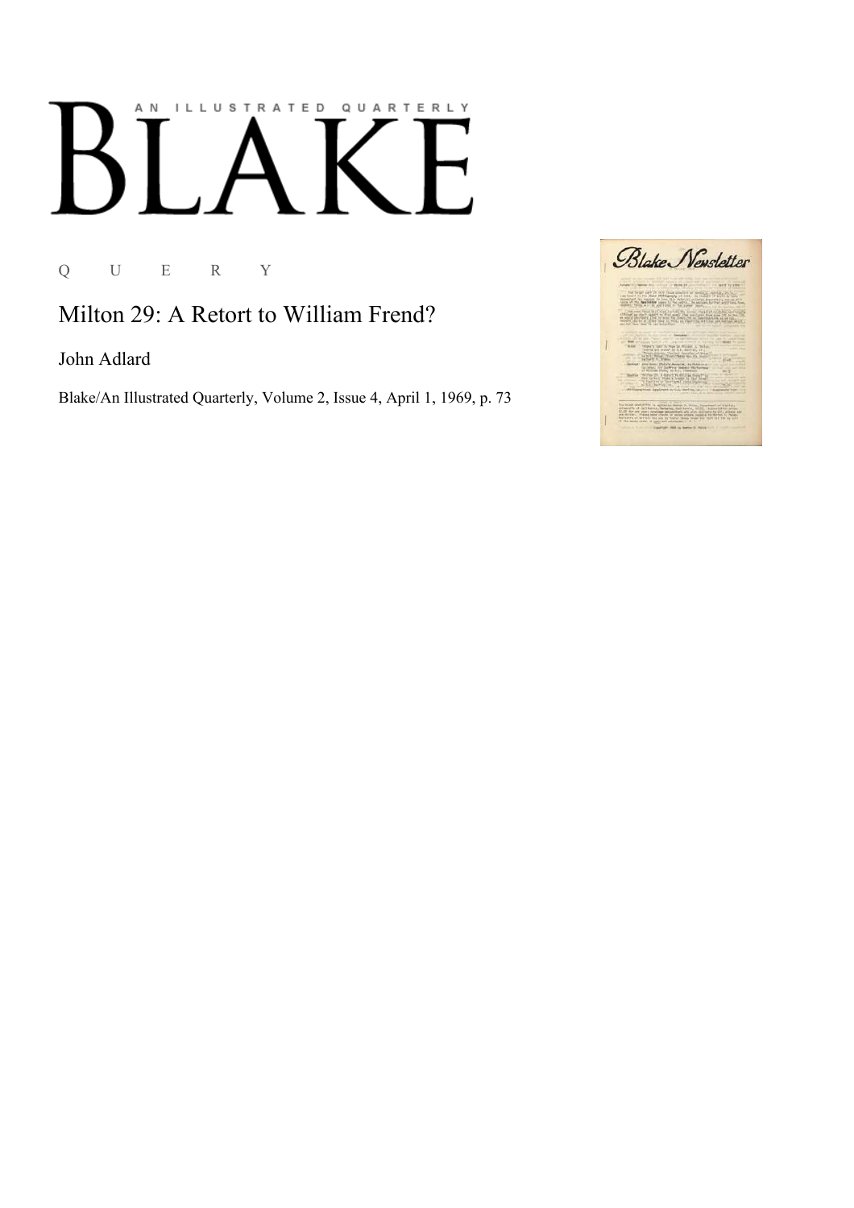AN ILLUSTRATED QUARTERLY

# BLAKE

Q U E R Y

## Milton 29: A Retort to William Frend?

John Adlard

Blake/An Illustrated Quarterly, Volume 2, Issue 4, April 1, 1969, p. 73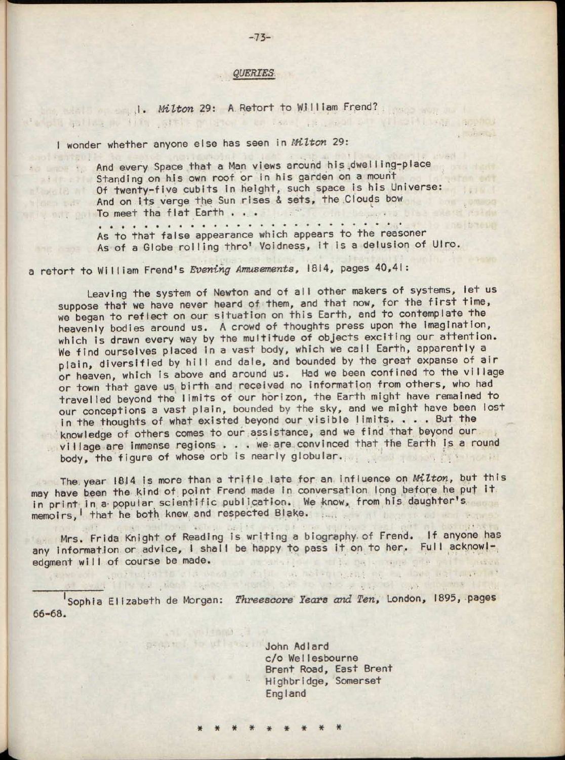## QUERIES

### 1. *Milton* 29: A Retort to William Frend?

I wonder whether anyone else has seen in *Milton* 29:

> And every Space that a Man views around his dwelling-place
> Standing on his own roof or in his garden on a mount
> Of twenty-five cubits in height, such space is his Universe:
> And on its verge the Sun rises & sets, the Clouds bow
> To meet tha flat Earth . . .
>
> . . . . . . . . . . . . . . . . . . . . . . . . . . . . .
>
> As to that false appearance which appears to the reasoner
> As of a Globe rolling thro' Voidness, it is a delusion of Ulro.

a retort to William Frend's *Evening Amusements*, 1814, pages 40,41:

> Leaving the system of Newton and of all other makers of systems, let us suppose that we have never heard of them, and that now, for the first time, we began to reflect on our situation on this Earth, and to contemplate the heavenly bodies around us. A crowd of thoughts press upon the imagination, which is drawn every way by the multitude of objects exciting our attention. We find ourselves placed in a vast body, which we call Earth, apparently a plain, diversified by hill and dale, and bounded by the great expanse of air or heaven, which is above and around us. Had we been confined to the village or town that gave us birth and received no information from others, who had travelled beyond the limits of our horizon, the Earth might have remained to our conceptions a vast plain, bounded by the sky, and we might have been lost in the thoughts of what existed beyond our visible limits. . . . But the knowledge of others comes to our assistance, and we find that beyond our village are immense regions . . . we are convinced that the Earth is a round body, the figure of whose orb is nearly globular.

The year 1814 is more than a trifle late for an influence on *Milton*, but this may have been the kind of point Frend made in conversation long before he put it in print in a popular scientific publication. We know, from his daughter's memoirs,[1] that he both knew and respected Blake.

Mrs. Frida Knight of Reading is writing a biography of Frend. If anyone has any information or advice, I shall be happy to pass it on to her. Full acknowledgment will of course be made.

[1] Sophia Elizabeth de Morgan: *Threescore Years and Ten*, London, 1895, pages 66-68.

John Adlard
c/o Wellesbourne
Brent Road, East Brent
Highbridge, Somerset
England

\* \* \* \* \* \* \* \* \*